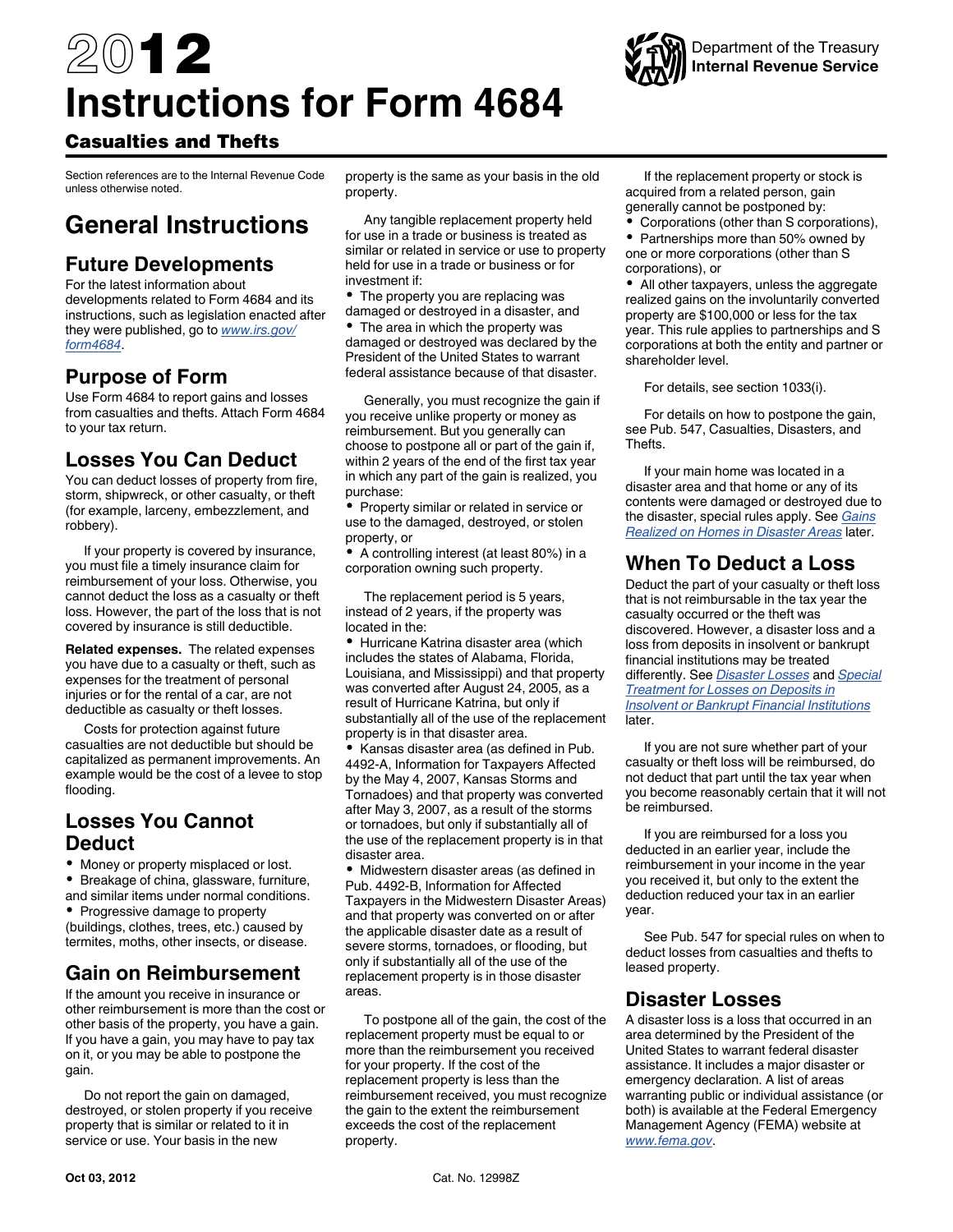# 2012 Instructions for Form 4684

## Casualties and Thefts

Department of the Treasury
**Internal Revenue Service**

Section references are to the Internal Revenue Code unless otherwise noted.

# General Instructions

## Future Developments

For the latest information about developments related to Form 4684 and its instructions, such as legislation enacted after they were published, go to *www.irs.gov/form4684*.

## Purpose of Form

Use Form 4684 to report gains and losses from casualties and thefts. Attach Form 4684 to your tax return.

## Losses You Can Deduct

You can deduct losses of property from fire, storm, shipwreck, or other casualty, or theft (for example, larceny, embezzlement, and robbery).

If your property is covered by insurance, you must file a timely insurance claim for reimbursement of your loss. Otherwise, you cannot deduct the loss as a casualty or theft loss. However, the part of the loss that is not covered by insurance is still deductible.

**Related expenses.** The related expenses you have due to a casualty or theft, such as expenses for the treatment of personal injuries or for the rental of a car, are not deductible as casualty or theft losses.

Costs for protection against future casualties are not deductible but should be capitalized as permanent improvements. An example would be the cost of a levee to stop flooding.

## Losses You Cannot Deduct

- Money or property misplaced or lost.
- Breakage of china, glassware, furniture, and similar items under normal conditions.
- Progressive damage to property (buildings, clothes, trees, etc.) caused by termites, moths, other insects, or disease.

## Gain on Reimbursement

If the amount you receive in insurance or other reimbursement is more than the cost or other basis of the property, you have a gain. If you have a gain, you may have to pay tax on it, or you may be able to postpone the gain.

Do not report the gain on damaged, destroyed, or stolen property if you receive property that is similar or related to it in service or use. Your basis in the new property is the same as your basis in the old property.

Any tangible replacement property held for use in a trade or business is treated as similar or related in service or use to property held for use in a trade or business or for investment if:

- The property you are replacing was damaged or destroyed in a disaster, and
- The area in which the property was damaged or destroyed was declared by the President of the United States to warrant federal assistance because of that disaster.

Generally, you must recognize the gain if you receive unlike property or money as reimbursement. But you generally can choose to postpone all or part of the gain if, within 2 years of the end of the first tax year in which any part of the gain is realized, you purchase:

- Property similar or related in service or use to the damaged, destroyed, or stolen property, or
- A controlling interest (at least 80%) in a corporation owning such property.

The replacement period is 5 years, instead of 2 years, if the property was located in the:

- Hurricane Katrina disaster area (which includes the states of Alabama, Florida, Louisiana, and Mississippi) and that property was converted after August 24, 2005, as a result of Hurricane Katrina, but only if substantially all of the use of the replacement property is in that disaster area.
- Kansas disaster area (as defined in Pub. 4492-A, Information for Taxpayers Affected by the May 4, 2007, Kansas Storms and Tornadoes) and that property was converted after May 3, 2007, as a result of the storms or tornadoes, but only if substantially all of the use of the replacement property is in that disaster area.
- Midwestern disaster areas (as defined in Pub. 4492-B, Information for Affected Taxpayers in the Midwestern Disaster Areas) and that property was converted on or after the applicable disaster date as a result of severe storms, tornadoes, or flooding, but only if substantially all of the use of the replacement property is in those disaster areas.

To postpone all of the gain, the cost of the replacement property must be equal to or more than the reimbursement you received for your property. If the cost of the replacement property is less than the reimbursement received, you must recognize the gain to the extent the reimbursement exceeds the cost of the replacement property.

If the replacement property or stock is acquired from a related person, gain generally cannot be postponed by:

- Corporations (other than S corporations),
- Partnerships more than 50% owned by one or more corporations (other than S corporations), or
- All other taxpayers, unless the aggregate realized gains on the involuntarily converted property are $100,000 or less for the tax year. This rule applies to partnerships and S corporations at both the entity and partner or shareholder level.

For details, see section 1033(i).

For details on how to postpone the gain, see Pub. 547, Casualties, Disasters, and Thefts.

If your main home was located in a disaster area and that home or any of its contents were damaged or destroyed due to the disaster, special rules apply. See *Gains Realized on Homes in Disaster Areas* later.

## When To Deduct a Loss

Deduct the part of your casualty or theft loss that is not reimbursable in the tax year the casualty occurred or the theft was discovered. However, a disaster loss and a loss from deposits in insolvent or bankrupt financial institutions may be treated differently. See *Disaster Losses* and *Special Treatment for Losses on Deposits in Insolvent or Bankrupt Financial Institutions* later.

If you are not sure whether part of your casualty or theft loss will be reimbursed, do not deduct that part until the tax year when you become reasonably certain that it will not be reimbursed.

If you are reimbursed for a loss you deducted in an earlier year, include the reimbursement in your income in the year you received it, but only to the extent the deduction reduced your tax in an earlier year.

See Pub. 547 for special rules on when to deduct losses from casualties and thefts to leased property.

## Disaster Losses

A disaster loss is a loss that occurred in an area determined by the President of the United States to warrant federal disaster assistance. It includes a major disaster or emergency declaration. A list of areas warranting public or individual assistance (or both) is available at the Federal Emergency Management Agency (FEMA) website at *www.fema.gov*.

Oct 03, 2012 Cat. No. 12998Z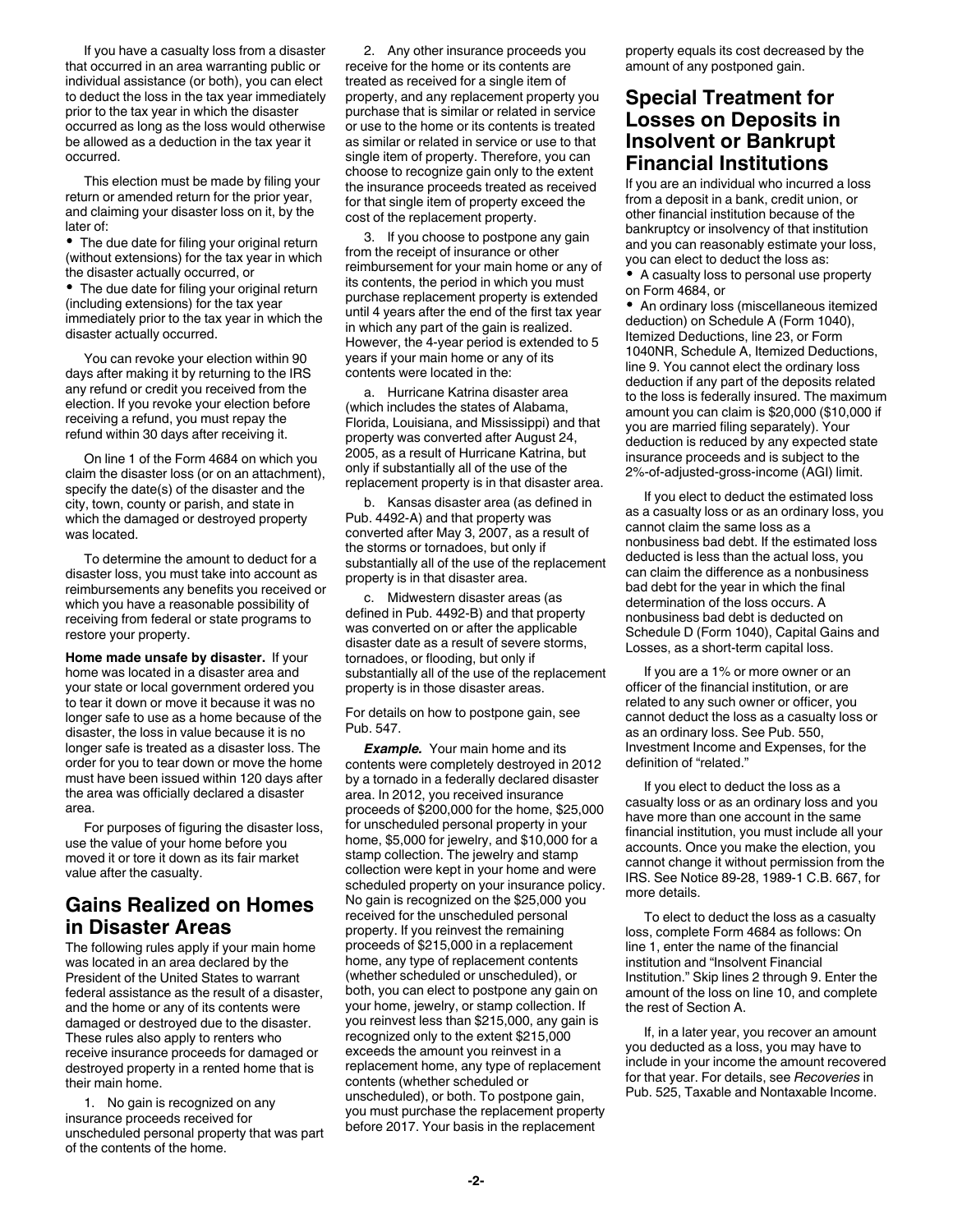If you have a casualty loss from a disaster that occurred in an area warranting public or individual assistance (or both), you can elect to deduct the loss in the tax year immediately prior to the tax year in which the disaster occurred as long as the loss would otherwise be allowed as a deduction in the tax year it occurred.

This election must be made by filing your return or amended return for the prior year, and claiming your disaster loss on it, by the later of:

- The due date for filing your original return (without extensions) for the tax year in which the disaster actually occurred, or
- The due date for filing your original return (including extensions) for the tax year immediately prior to the tax year in which the disaster actually occurred.

You can revoke your election within 90 days after making it by returning to the IRS any refund or credit you received from the election. If you revoke your election before receiving a refund, you must repay the refund within 30 days after receiving it.

On line 1 of the Form 4684 on which you claim the disaster loss (or on an attachment), specify the date(s) of the disaster and the city, town, county or parish, and state in which the damaged or destroyed property was located.

To determine the amount to deduct for a disaster loss, you must take into account as reimbursements any benefits you received or which you have a reasonable possibility of receiving from federal or state programs to restore your property.

**Home made unsafe by disaster.** If your home was located in a disaster area and your state or local government ordered you to tear it down or move it because it was no longer safe to use as a home because of the disaster, the loss in value because it is no longer safe is treated as a disaster loss. The order for you to tear down or move the home must have been issued within 120 days after the area was officially declared a disaster area.

For purposes of figuring the disaster loss, use the value of your home before you moved it or tore it down as its fair market value after the casualty.

## Gains Realized on Homes in Disaster Areas

The following rules apply if your main home was located in an area declared by the President of the United States to warrant federal assistance as the result of a disaster, and the home or any of its contents were damaged or destroyed due to the disaster. These rules also apply to renters who receive insurance proceeds for damaged or destroyed property in a rented home that is their main home.

1. No gain is recognized on any insurance proceeds received for unscheduled personal property that was part of the contents of the home.

2. Any other insurance proceeds you receive for the home or its contents are treated as received for a single item of property, and any replacement property you purchase that is similar or related in service or use to the home or its contents is treated as similar or related in service or use to that single item of property. Therefore, you can choose to recognize gain only to the extent the insurance proceeds treated as received for that single item of property exceed the cost of the replacement property.

3. If you choose to postpone any gain from the receipt of insurance or other reimbursement for your main home or any of its contents, the period in which you must purchase replacement property is extended until 4 years after the end of the first tax year in which any part of the gain is realized. However, the 4-year period is extended to 5 years if your main home or any of its contents were located in the:

   a. Hurricane Katrina disaster area (which includes the states of Alabama, Florida, Louisiana, and Mississippi) and that property was converted after August 24, 2005, as a result of Hurricane Katrina, but only if substantially all of the use of the replacement property is in that disaster area.

   b. Kansas disaster area (as defined in Pub. 4492-A) and that property was converted after May 3, 2007, as a result of the storms or tornadoes, but only if substantially all of the use of the replacement property is in that disaster area.

   c. Midwestern disaster areas (as defined in Pub. 4492-B) and that property was converted on or after the applicable disaster date as a result of severe storms, tornadoes, or flooding, but only if substantially all of the use of the replacement property is in those disaster areas.

For details on how to postpone gain, see Pub. 547.

***Example.*** Your main home and its contents were completely destroyed in 2012 by a tornado in a federally declared disaster area. In 2012, you received insurance proceeds of $200,000 for the home, $25,000 for unscheduled personal property in your home, $5,000 for jewelry, and $10,000 for a stamp collection. The jewelry and stamp collection were kept in your home and were scheduled property on your insurance policy. No gain is recognized on the $25,000 you received for the unscheduled personal property. If you reinvest the remaining proceeds of $215,000 in a replacement home, any type of replacement contents (whether scheduled or unscheduled), or both, you can elect to postpone any gain on your home, jewelry, or stamp collection. If you reinvest less than $215,000, any gain is recognized only to the extent $215,000 exceeds the amount you reinvest in a replacement home, any type of replacement contents (whether scheduled or unscheduled), or both. To postpone gain, you must purchase the replacement property before 2017. Your basis in the replacement property equals its cost decreased by the amount of any postponed gain.

## Special Treatment for Losses on Deposits in Insolvent or Bankrupt Financial Institutions

If you are an individual who incurred a loss from a deposit in a bank, credit union, or other financial institution because of the bankruptcy or insolvency of that institution and you can reasonably estimate your loss, you can elect to deduct the loss as:

- A casualty loss to personal use property on Form 4684, or
- An ordinary loss (miscellaneous itemized deduction) on Schedule A (Form 1040), Itemized Deductions, line 23, or Form 1040NR, Schedule A, Itemized Deductions, line 9. You cannot elect the ordinary loss deduction if any part of the deposits related to the loss is federally insured. The maximum amount you can claim is $20,000 ($10,000 if you are married filing separately). Your deduction is reduced by any expected state insurance proceeds and is subject to the 2%-of-adjusted-gross-income (AGI) limit.

If you elect to deduct the estimated loss as a casualty loss or as an ordinary loss, you cannot claim the same loss as a nonbusiness bad debt. If the estimated loss deducted is less than the actual loss, you can claim the difference as a nonbusiness bad debt for the year in which the final determination of the loss occurs. A nonbusiness bad debt is deducted on Schedule D (Form 1040), Capital Gains and Losses, as a short-term capital loss.

If you are a 1% or more owner or an officer of the financial institution, or are related to any such owner or officer, you cannot deduct the loss as a casualty loss or as an ordinary loss. See Pub. 550, Investment Income and Expenses, for the definition of "related."

If you elect to deduct the loss as a casualty loss or as an ordinary loss and you have more than one account in the same financial institution, you must include all your accounts. Once you make the election, you cannot change it without permission from the IRS. See Notice 89-28, 1989-1 C.B. 667, for more details.

To elect to deduct the loss as a casualty loss, complete Form 4684 as follows: On line 1, enter the name of the financial institution and "Insolvent Financial Institution." Skip lines 2 through 9. Enter the amount of the loss on line 10, and complete the rest of Section A.

If, in a later year, you recover an amount you deducted as a loss, you may have to include in your income the amount recovered for that year. For details, see *Recoveries* in Pub. 525, Taxable and Nontaxable Income.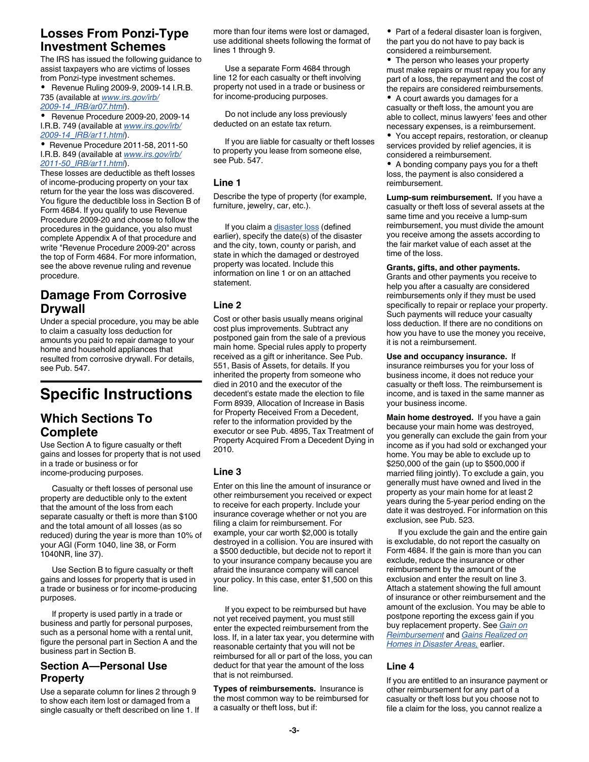## Losses From Ponzi-Type Investment Schemes

The IRS has issued the following guidance to assist taxpayers who are victims of losses from Ponzi-type investment schemes.

- Revenue Ruling 2009-9, 2009-14 I.R.B. 735 (available at *www.irs.gov/irb/2009-14_IRB/ar07.html*).
- Revenue Procedure 2009-20, 2009-14 I.R.B. 749 (available at *www.irs.gov/irb/2009-14_IRB/ar11.html*).
- Revenue Procedure 2011-58, 2011-50 I.R.B. 849 (available at *www.irs.gov/irb/2011-50_IRB/ar11.html*).

These losses are deductible as theft losses of income-producing property on your tax return for the year the loss was discovered. You figure the deductible loss in Section B of Form 4684. If you qualify to use Revenue Procedure 2009-20 and choose to follow the procedures in the guidance, you also must complete Appendix A of that procedure and write "Revenue Procedure 2009-20" across the top of Form 4684. For more information, see the above revenue ruling and revenue procedure.

## Damage From Corrosive Drywall

Under a special procedure, you may be able to claim a casualty loss deduction for amounts you paid to repair damage to your home and household appliances that resulted from corrosive drywall. For details, see Pub. 547.

# Specific Instructions

## Which Sections To Complete

Use Section A to figure casualty or theft gains and losses for property that is not used in a trade or business or for income-producing purposes.

Casualty or theft losses of personal use property are deductible only to the extent that the amount of the loss from each separate casualty or theft is more than $100 and the total amount of all losses (as so reduced) during the year is more than 10% of your AGI (Form 1040, line 38, or Form 1040NR, line 37).

Use Section B to figure casualty or theft gains and losses for property that is used in a trade or business or for income-producing purposes.

If property is used partly in a trade or business and partly for personal purposes, such as a personal home with a rental unit, figure the personal part in Section A and the business part in Section B.

### Section A—Personal Use Property

Use a separate column for lines 2 through 9 to show each item lost or damaged from a single casualty or theft described on line 1. If more than four items were lost or damaged, use additional sheets following the format of lines 1 through 9.

Use a separate Form 4684 through line 12 for each casualty or theft involving property not used in a trade or business or for income-producing purposes.

Do not include any loss previously deducted on an estate tax return.

If you are liable for casualty or theft losses to property you lease from someone else, see Pub. 547.

### Line 1

Describe the type of property (for example, furniture, jewelry, car, etc.).

If you claim a disaster loss (defined earlier), specify the date(s) of the disaster and the city, town, county or parish, and state in which the damaged or destroyed property was located. Include this information on line 1 or on an attached statement.

### Line 2

Cost or other basis usually means original cost plus improvements. Subtract any postponed gain from the sale of a previous main home. Special rules apply to property received as a gift or inheritance. See Pub. 551, Basis of Assets, for details. If you inherited the property from someone who died in 2010 and the executor of the decedent's estate made the election to file Form 8939, Allocation of Increase in Basis for Property Received From a Decedent, refer to the information provided by the executor or see Pub. 4895, Tax Treatment of Property Acquired From a Decedent Dying in 2010.

### Line 3

Enter on this line the amount of insurance or other reimbursement you received or expect to receive for each property. Include your insurance coverage whether or not you are filing a claim for reimbursement. For example, your car worth $2,000 is totally destroyed in a collision. You are insured with a $500 deductible, but decide not to report it to your insurance company because you are afraid the insurance company will cancel your policy. In this case, enter $1,500 on this line.

If you expect to be reimbursed but have not yet received payment, you must still enter the expected reimbursement from the loss. If, in a later tax year, you determine with reasonable certainty that you will not be reimbursed for all or part of the loss, you can deduct for that year the amount of the loss that is not reimbursed.

**Types of reimbursements.** Insurance is the most common way to be reimbursed for a casualty or theft loss, but if:

- Part of a federal disaster loan is forgiven, the part you do not have to pay back is considered a reimbursement.
- The person who leases your property must make repairs or must repay you for any part of a loss, the repayment and the cost of the repairs are considered reimbursements.
- A court awards you damages for a casualty or theft loss, the amount you are able to collect, minus lawyers' fees and other necessary expenses, is a reimbursement.
- You accept repairs, restoration, or cleanup services provided by relief agencies, it is considered a reimbursement.
- A bonding company pays you for a theft loss, the payment is also considered a reimbursement.

**Lump-sum reimbursement.** If you have a casualty or theft loss of several assets at the same time and you receive a lump-sum reimbursement, you must divide the amount you receive among the assets according to the fair market value of each asset at the time of the loss.

**Grants, gifts, and other payments.** Grants and other payments you receive to help you after a casualty are considered reimbursements only if they must be used specifically to repair or replace your property. Such payments will reduce your casualty loss deduction. If there are no conditions on how you have to use the money you receive, it is not a reimbursement.

**Use and occupancy insurance.** If insurance reimburses you for your loss of business income, it does not reduce your casualty or theft loss. The reimbursement is income, and is taxed in the same manner as your business income.

**Main home destroyed.** If you have a gain because your main home was destroyed, you generally can exclude the gain from your income as if you had sold or exchanged your home. You may be able to exclude up to $250,000 of the gain (up to $500,000 if married filing jointly). To exclude a gain, you generally must have owned and lived in the property as your main home for at least 2 years during the 5-year period ending on the date it was destroyed. For information on this exclusion, see Pub. 523.

If you exclude the gain and the entire gain is excludable, do not report the casualty on Form 4684. If the gain is more than you can exclude, reduce the insurance or other reimbursement by the amount of the exclusion and enter the result on line 3. Attach a statement showing the full amount of insurance or other reimbursement and the amount of the exclusion. You may be able to postpone reporting the excess gain if you buy replacement property. See *Gain on Reimbursement* and *Gains Realized on Homes in Disaster Areas,* earlier.

### Line 4

If you are entitled to an insurance payment or other reimbursement for any part of a casualty or theft loss but you choose not to file a claim for the loss, you cannot realize a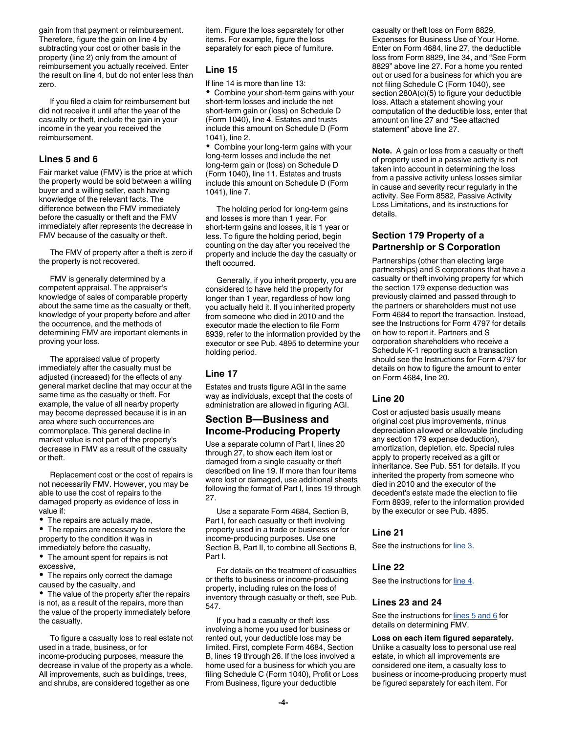gain from that payment or reimbursement. Therefore, figure the gain on line 4 by subtracting your cost or other basis in the property (line 2) only from the amount of reimbursement you actually received. Enter the result on line 4, but do not enter less than zero.

If you filed a claim for reimbursement but did not receive it until after the year of the casualty or theft, include the gain in your income in the year you received the reimbursement.

### Lines 5 and 6

Fair market value (FMV) is the price at which the property would be sold between a willing buyer and a willing seller, each having knowledge of the relevant facts. The difference between the FMV immediately before the casualty or theft and the FMV immediately after represents the decrease in FMV because of the casualty or theft.

The FMV of property after a theft is zero if the property is not recovered.

FMV is generally determined by a competent appraisal. The appraiser's knowledge of sales of comparable property about the same time as the casualty or theft, knowledge of your property before and after the occurrence, and the methods of determining FMV are important elements in proving your loss.

The appraised value of property immediately after the casualty must be adjusted (increased) for the effects of any general market decline that may occur at the same time as the casualty or theft. For example, the value of all nearby property may become depressed because it is in an area where such occurrences are commonplace. This general decline in market value is not part of the property's decrease in FMV as a result of the casualty or theft.

Replacement cost or the cost of repairs is not necessarily FMV. However, you may be able to use the cost of repairs to the damaged property as evidence of loss in value if:

- The repairs are actually made,
- The repairs are necessary to restore the property to the condition it was in immediately before the casualty,
- The amount spent for repairs is not excessive,
- The repairs only correct the damage caused by the casualty, and
- The value of the property after the repairs is not, as a result of the repairs, more than the value of the property immediately before the casualty.

To figure a casualty loss to real estate not used in a trade, business, or for income-producing purposes, measure the decrease in value of the property as a whole. All improvements, such as buildings, trees, and shrubs, are considered together as one item. Figure the loss separately for other items. For example, figure the loss separately for each piece of furniture.

### Line 15

If line 14 is more than line 13:

- Combine your short-term gains with your short-term losses and include the net short-term gain or (loss) on Schedule D (Form 1040), line 4. Estates and trusts include this amount on Schedule D (Form 1041), line 2.
- Combine your long-term gains with your long-term losses and include the net long-term gain or (loss) on Schedule D (Form 1040), line 11. Estates and trusts include this amount on Schedule D (Form 1041), line 7.

The holding period for long-term gains and losses is more than 1 year. For short-term gains and losses, it is 1 year or less. To figure the holding period, begin counting on the day after you received the property and include the day the casualty or theft occurred.

Generally, if you inherit property, you are considered to have held the property for longer than 1 year, regardless of how long you actually held it. If you inherited property from someone who died in 2010 and the executor made the election to file Form 8939, refer to the information provided by the executor or see Pub. 4895 to determine your holding period.

### Line 17

Estates and trusts figure AGI in the same way as individuals, except that the costs of administration are allowed in figuring AGI.

## Section B—Business and Income-Producing Property

Use a separate column of Part I, lines 20 through 27, to show each item lost or damaged from a single casualty or theft described on line 19. If more than four items were lost or damaged, use additional sheets following the format of Part I, lines 19 through 27.

Use a separate Form 4684, Section B, Part I, for each casualty or theft involving property used in a trade or business or for income-producing purposes. Use one Section B, Part II, to combine all Sections B, Part I.

For details on the treatment of casualties or thefts to business or income-producing property, including rules on the loss of inventory through casualty or theft, see Pub. 547.

If you had a casualty or theft loss involving a home you used for business or rented out, your deductible loss may be limited. First, complete Form 4684, Section B, lines 19 through 26. If the loss involved a home used for a business for which you are filing Schedule C (Form 1040), Profit or Loss From Business, figure your deductible casualty or theft loss on Form 8829, Expenses for Business Use of Your Home. Enter on Form 4684, line 27, the deductible loss from Form 8829, line 34, and "See Form 8829" above line 27. For a home you rented out or used for a business for which you are not filing Schedule C (Form 1040), see section 280A(c)(5) to figure your deductible loss. Attach a statement showing your computation of the deductible loss, enter that amount on line 27 and "See attached statement" above line 27.

**Note.** A gain or loss from a casualty or theft of property used in a passive activity is not taken into account in determining the loss from a passive activity unless losses similar in cause and severity recur regularly in the activity. See Form 8582, Passive Activity Loss Limitations, and its instructions for details.

### Section 179 Property of a Partnership or S Corporation

Partnerships (other than electing large partnerships) and S corporations that have a casualty or theft involving property for which the section 179 expense deduction was previously claimed and passed through to the partners or shareholders must not use Form 4684 to report the transaction. Instead, see the Instructions for Form 4797 for details on how to report it. Partners and S corporation shareholders who receive a Schedule K-1 reporting such a transaction should see the Instructions for Form 4797 for details on how to figure the amount to enter on Form 4684, line 20.

### Line 20

Cost or adjusted basis usually means original cost plus improvements, minus depreciation allowed or allowable (including any section 179 expense deduction), amortization, depletion, etc. Special rules apply to property received as a gift or inheritance. See Pub. 551 for details. If you inherited the property from someone who died in 2010 and the executor of the decedent's estate made the election to file Form 8939, refer to the information provided by the executor or see Pub. 4895.

### Line 21

See the instructions for line 3.

### Line 22

See the instructions for line 4.

### Lines 23 and 24

See the instructions for lines 5 and 6 for details on determining FMV.

**Loss on each item figured separately.** Unlike a casualty loss to personal use real estate, in which all improvements are considered one item, a casualty loss to business or income-producing property must be figured separately for each item. For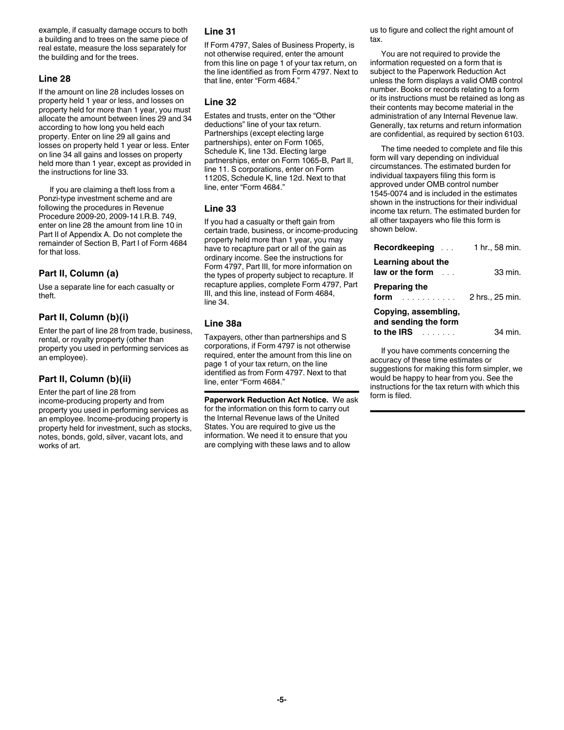example, if casualty damage occurs to both a building and to trees on the same piece of real estate, measure the loss separately for the building and for the trees.

### Line 28

If the amount on line 28 includes losses on property held 1 year or less, and losses on property held for more than 1 year, you must allocate the amount between lines 29 and 34 according to how long you held each property. Enter on line 29 all gains and losses on property held 1 year or less. Enter on line 34 all gains and losses on property held more than 1 year, except as provided in the instructions for line 33.

If you are claiming a theft loss from a Ponzi-type investment scheme and are following the procedures in Revenue Procedure 2009-20, 2009-14 I.R.B. 749, enter on line 28 the amount from line 10 in Part II of Appendix A. Do not complete the remainder of Section B, Part I of Form 4684 for that loss.

### Part II, Column (a)

Use a separate line for each casualty or theft.

### Part II, Column (b)(i)

Enter the part of line 28 from trade, business, rental, or royalty property (other than property you used in performing services as an employee).

### Part II, Column (b)(ii)

Enter the part of line 28 from income-producing property and from property you used in performing services as an employee. Income-producing property is property held for investment, such as stocks, notes, bonds, gold, silver, vacant lots, and works of art.

### Line 31

If Form 4797, Sales of Business Property, is not otherwise required, enter the amount from this line on page 1 of your tax return, on the line identified as from Form 4797. Next to that line, enter "Form 4684."

### Line 32

Estates and trusts, enter on the "Other deductions" line of your tax return. Partnerships (except electing large partnerships), enter on Form 1065, Schedule K, line 13d. Electing large partnerships, enter on Form 1065-B, Part II, line 11. S corporations, enter on Form 1120S, Schedule K, line 12d. Next to that line, enter "Form 4684."

### Line 33

If you had a casualty or theft gain from certain trade, business, or income-producing property held more than 1 year, you may have to recapture part or all of the gain as ordinary income. See the instructions for Form 4797, Part III, for more information on the types of property subject to recapture. If recapture applies, complete Form 4797, Part III, and this line, instead of Form 4684, line 34.

### Line 38a

Taxpayers, other than partnerships and S corporations, if Form 4797 is not otherwise required, enter the amount from this line on page 1 of your tax return, on the line identified as from Form 4797. Next to that line, enter "Form 4684."

**Paperwork Reduction Act Notice.** We ask for the information on this form to carry out the Internal Revenue laws of the United States. You are required to give us the information. We need it to ensure that you are complying with these laws and to allow us to figure and collect the right amount of tax.

You are not required to provide the information requested on a form that is subject to the Paperwork Reduction Act unless the form displays a valid OMB control number. Books or records relating to a form or its instructions must be retained as long as their contents may become material in the administration of any Internal Revenue law. Generally, tax returns and return information are confidential, as required by section 6103.

The time needed to complete and file this form will vary depending on individual circumstances. The estimated burden for individual taxpayers filing this form is approved under OMB control number 1545-0074 and is included in the estimates shown in the instructions for their individual income tax return. The estimated burden for all other taxpayers who file this form is shown below.

| | |
|---|---|
| **Recordkeeping** | 1 hr., 58 min. |
| **Learning about the law or the form** | 33 min. |
| **Preparing the form** | 2 hrs., 25 min. |
| **Copying, assembling, and sending the form to the IRS** | 34 min. |

If you have comments concerning the accuracy of these time estimates or suggestions for making this form simpler, we would be happy to hear from you. See the instructions for the tax return with which this form is filed.